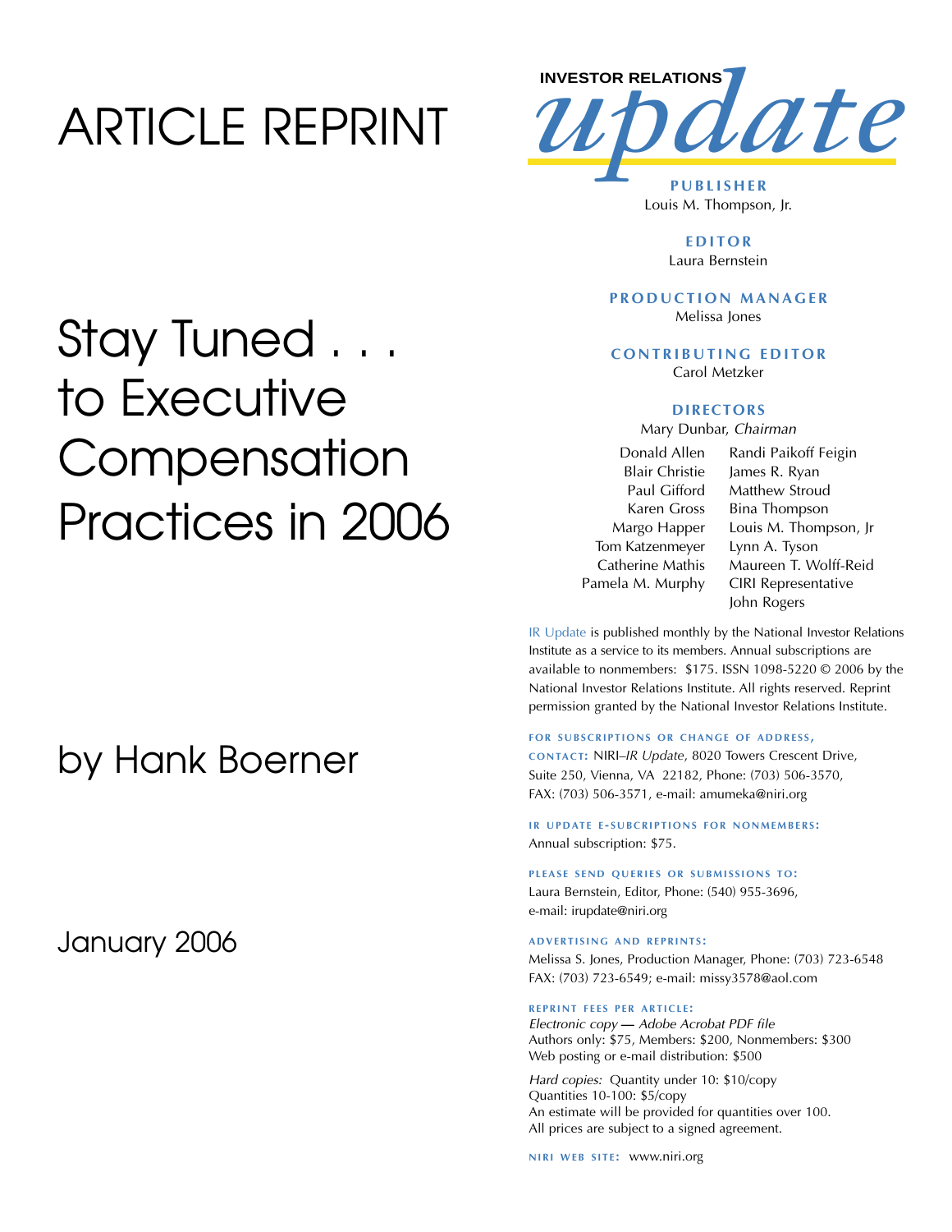# ARTICLE REPRINT

# Stay Tuned . . . to Executive Compensation Practices in 2006

## by Hank Boerner

January 2006

---

INVESTOR RELATIONS *update*

**PUBLISHER**
Louis M. Thompson, Jr.

**EDITOR**
Laura Bernstein

**PRODUCTION MANAGER**
Melissa Jones

**CONTRIBUTING EDITOR**
Carol Metzker

**DIRECTORS**
Mary Dunbar, *Chairman*

Donald Allen
Blair Christie
Paul Gifford
Karen Gross
Margo Happer
Tom Katzenmeyer
Catherine Mathis
Pamela M. Murphy
Randi Paikoff Feigin
James R. Ryan
Matthew Stroud
Bina Thompson
Louis M. Thompson, Jr
Lynn A. Tyson
Maureen T. Wolff-Reid
CIRI Representative
John Rogers

IR Update is published monthly by the National Investor Relations Institute as a service to its members. Annual subscriptions are available to nonmembers: $175. ISSN 1098-5220 © 2006 by the National Investor Relations Institute. All rights reserved. Reprint permission granted by the National Investor Relations Institute.

**FOR SUBSCRIPTIONS OR CHANGE OF ADDRESS, CONTACT:** NIRI–*IR Update*, 8020 Towers Crescent Drive, Suite 250, Vienna, VA 22182, Phone: (703) 506-3570, FAX: (703) 506-3571, e-mail: amumeka@niri.org

**IR UPDATE E-SUBCRIPTIONS FOR NONMEMBERS:**
Annual subscription: $75.

**PLEASE SEND QUERIES OR SUBMISSIONS TO:**
Laura Bernstein, Editor, Phone: (540) 955-3696, e-mail: irupdate@niri.org

**ADVERTISING AND REPRINTS:**
Melissa S. Jones, Production Manager, Phone: (703) 723-6548 FAX: (703) 723-6549; e-mail: missy3578@aol.com

**REPRINT FEES PER ARTICLE:**
*Electronic copy — Adobe Acrobat PDF file*
Authors only: $75, Members: $200, Nonmembers: $300
Web posting or e-mail distribution: $500

*Hard copies:* Quantity under 10: $10/copy
Quantities 10-100: $5/copy
An estimate will be provided for quantities over 100.
All prices are subject to a signed agreement.

**NIRI WEB SITE:** www.niri.org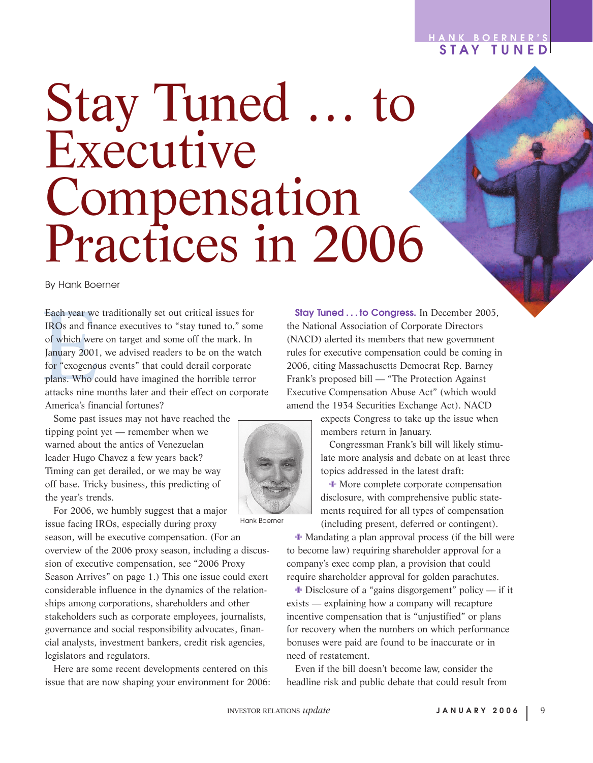# Stay Tuned … to Executive Compensation Practices in 2006

By Hank Boerner

Each year we traditionally set out critical issues for IROs and finance executives to "stay tuned to," some of which were on target and some off the mark. In January 2001, we advised readers to be on the watch for "exogenous events" that could derail corporate plans. Who could have imagined the horrible terror attacks nine months later and their effect on corporate America's financial fortunes?

Some past issues may not have reached the tipping point yet — remember when we warned about the antics of Venezuelan leader Hugo Chavez a few years back? Timing can get derailed, or we may be way off base. Tricky business, this predicting of the year's trends.

Hank Boerner

For 2006, we humbly suggest that a major issue facing IROs, especially during proxy season, will be executive compensation. (For an overview of the 2006 proxy season, including a discussion of executive compensation, see "2006 Proxy Season Arrives" on page 1.) This one issue could exert considerable influence in the dynamics of the relationships among corporations, shareholders and other stakeholders such as corporate employees, journalists, governance and social responsibility advocates, financial analysts, investment bankers, credit risk agencies, legislators and regulators.

Here are some recent developments centered on this issue that are now shaping your environment for 2006:

**Stay Tuned . . . to Congress.** In December 2005, the National Association of Corporate Directors (NACD) alerted its members that new government rules for executive compensation could be coming in 2006, citing Massachusetts Democrat Rep. Barney Frank's proposed bill — "The Protection Against Executive Compensation Abuse Act" (which would amend the 1934 Securities Exchange Act). NACD expects Congress to take up the issue when members return in January.

Congressman Frank's bill will likely stimulate more analysis and debate on at least three topics addressed in the latest draft:

- More complete corporate compensation disclosure, with comprehensive public statements required for all types of compensation (including present, deferred or contingent).
- Mandating a plan approval process (if the bill were to become law) requiring shareholder approval for a company's exec comp plan, a provision that could require shareholder approval for golden parachutes.
- Disclosure of a "gains disgorgement" policy — if it exists — explaining how a company will recapture incentive compensation that is "unjustified" or plans for recovery when the numbers on which performance bonuses were paid are found to be inaccurate or in need of restatement.

Even if the bill doesn't become law, consider the headline risk and public debate that could result from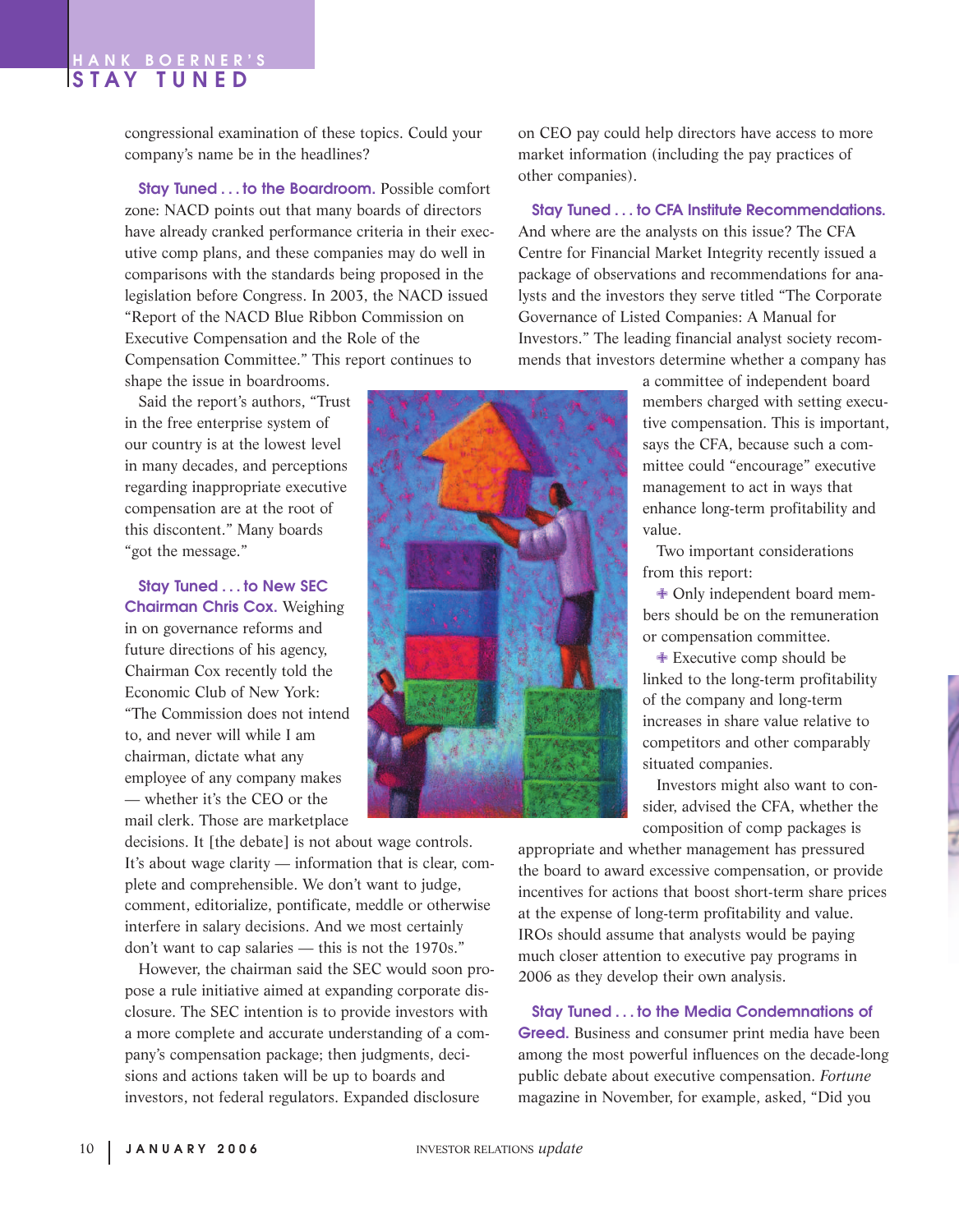congressional examination of these topics. Could your company's name be in the headlines?

**Stay Tuned . . . to the Boardroom.** Possible comfort zone: NACD points out that many boards of directors have already cranked performance criteria in their executive comp plans, and these companies may do well in comparisons with the standards being proposed in the legislation before Congress. In 2003, the NACD issued "Report of the NACD Blue Ribbon Commission on Executive Compensation and the Role of the Compensation Committee." This report continues to shape the issue in boardrooms.

Said the report's authors, "Trust in the free enterprise system of our country is at the lowest level in many decades, and perceptions regarding inappropriate executive compensation are at the root of this discontent." Many boards "got the message."

**Stay Tuned . . . to New SEC Chairman Chris Cox.** Weighing in on governance reforms and future directions of his agency, Chairman Cox recently told the Economic Club of New York: "The Commission does not intend to, and never will while I am chairman, dictate what any employee of any company makes — whether it's the CEO or the mail clerk. Those are marketplace decisions. It [the debate] is not about wage controls. It's about wage clarity — information that is clear, complete and comprehensible. We don't want to judge, comment, editorialize, pontificate, meddle or otherwise interfere in salary decisions. And we most certainly don't want to cap salaries — this is not the 1970s."

However, the chairman said the SEC would soon propose a rule initiative aimed at expanding corporate disclosure. The SEC intention is to provide investors with a more complete and accurate understanding of a company's compensation package; then judgments, decisions and actions taken will be up to boards and investors, not federal regulators. Expanded disclosure on CEO pay could help directors have access to more market information (including the pay practices of other companies).

**Stay Tuned . . . to CFA Institute Recommendations.** And where are the analysts on this issue? The CFA Centre for Financial Market Integrity recently issued a package of observations and recommendations for analysts and the investors they serve titled "The Corporate Governance of Listed Companies: A Manual for Investors." The leading financial analyst society recommends that investors determine whether a company has a committee of independent board members charged with setting executive compensation. This is important, says the CFA, because such a committee could "encourage" executive management to act in ways that enhance long-term profitability and value.

Two important considerations from this report:

- Only independent board members should be on the remuneration or compensation committee.
- Executive comp should be linked to the long-term profitability of the company and long-term increases in share value relative to competitors and other comparably situated companies.

Investors might also want to consider, advised the CFA, whether the composition of comp packages is appropriate and whether management has pressured the board to award excessive compensation, or provide incentives for actions that boost short-term share prices at the expense of long-term profitability and value. IROs should assume that analysts would be paying much closer attention to executive pay programs in 2006 as they develop their own analysis.

**Stay Tuned . . . to the Media Condemnations of Greed.** Business and consumer print media have been among the most powerful influences on the decade-long public debate about executive compensation. *Fortune* magazine in November, for example, asked, "Did you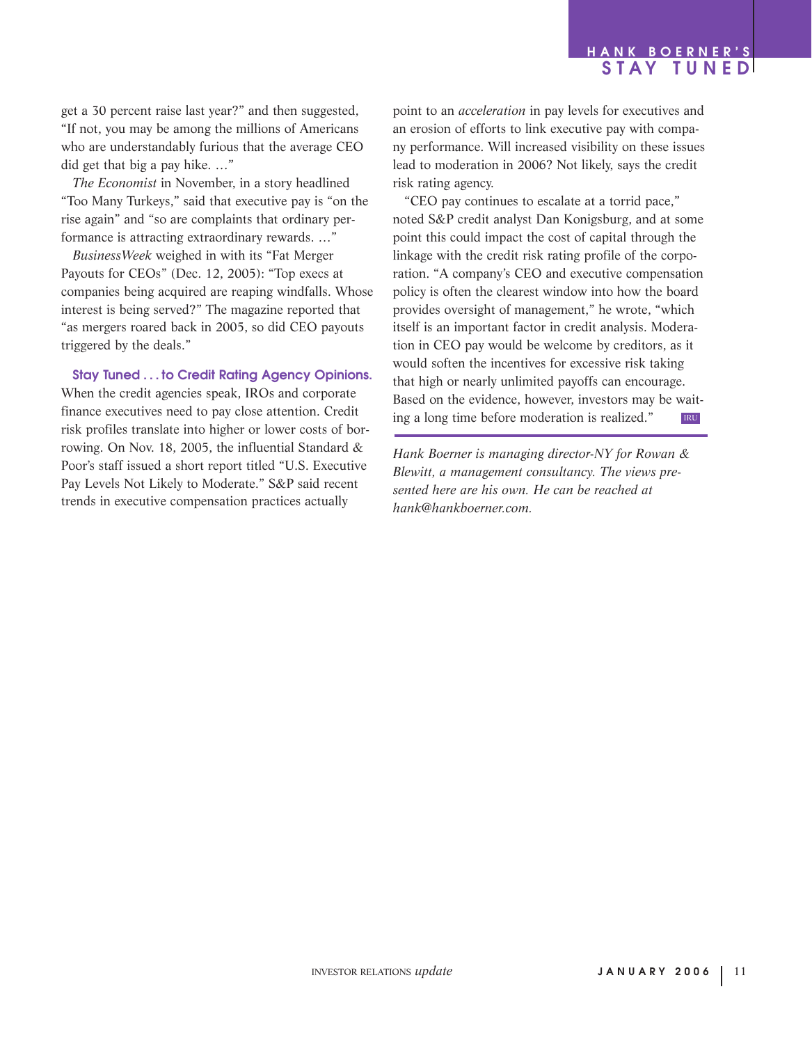get a 30 percent raise last year?" and then suggested, "If not, you may be among the millions of Americans who are understandably furious that the average CEO did get that big a pay hike. …"

*The Economist* in November, in a story headlined "Too Many Turkeys," said that executive pay is "on the rise again" and "so are complaints that ordinary performance is attracting extraordinary rewards. …"

*BusinessWeek* weighed in with its "Fat Merger Payouts for CEOs" (Dec. 12, 2005): "Top execs at companies being acquired are reaping windfalls. Whose interest is being served?" The magazine reported that "as mergers roared back in 2005, so did CEO payouts triggered by the deals."

**Stay Tuned . . . to Credit Rating Agency Opinions.** When the credit agencies speak, IROs and corporate finance executives need to pay close attention. Credit risk profiles translate into higher or lower costs of borrowing. On Nov. 18, 2005, the influential Standard & Poor's staff issued a short report titled "U.S. Executive Pay Levels Not Likely to Moderate." S&P said recent trends in executive compensation practices actually point to an *acceleration* in pay levels for executives and an erosion of efforts to link executive pay with company performance. Will increased visibility on these issues lead to moderation in 2006? Not likely, says the credit risk rating agency.

"CEO pay continues to escalate at a torrid pace," noted S&P credit analyst Dan Konigsburg, and at some point this could impact the cost of capital through the linkage with the credit risk rating profile of the corporation. "A company's CEO and executive compensation policy is often the clearest window into how the board provides oversight of management," he wrote, "which itself is an important factor in credit analysis. Moderation in CEO pay would be welcome by creditors, as it would soften the incentives for excessive risk taking that high or nearly unlimited payoffs can encourage. Based on the evidence, however, investors may be waiting a long time before moderation is realized." IRU

---

*Hank Boerner is managing director-NY for Rowan & Blewitt, a management consultancy. The views presented here are his own. He can be reached at hank@hankboerner.com.*